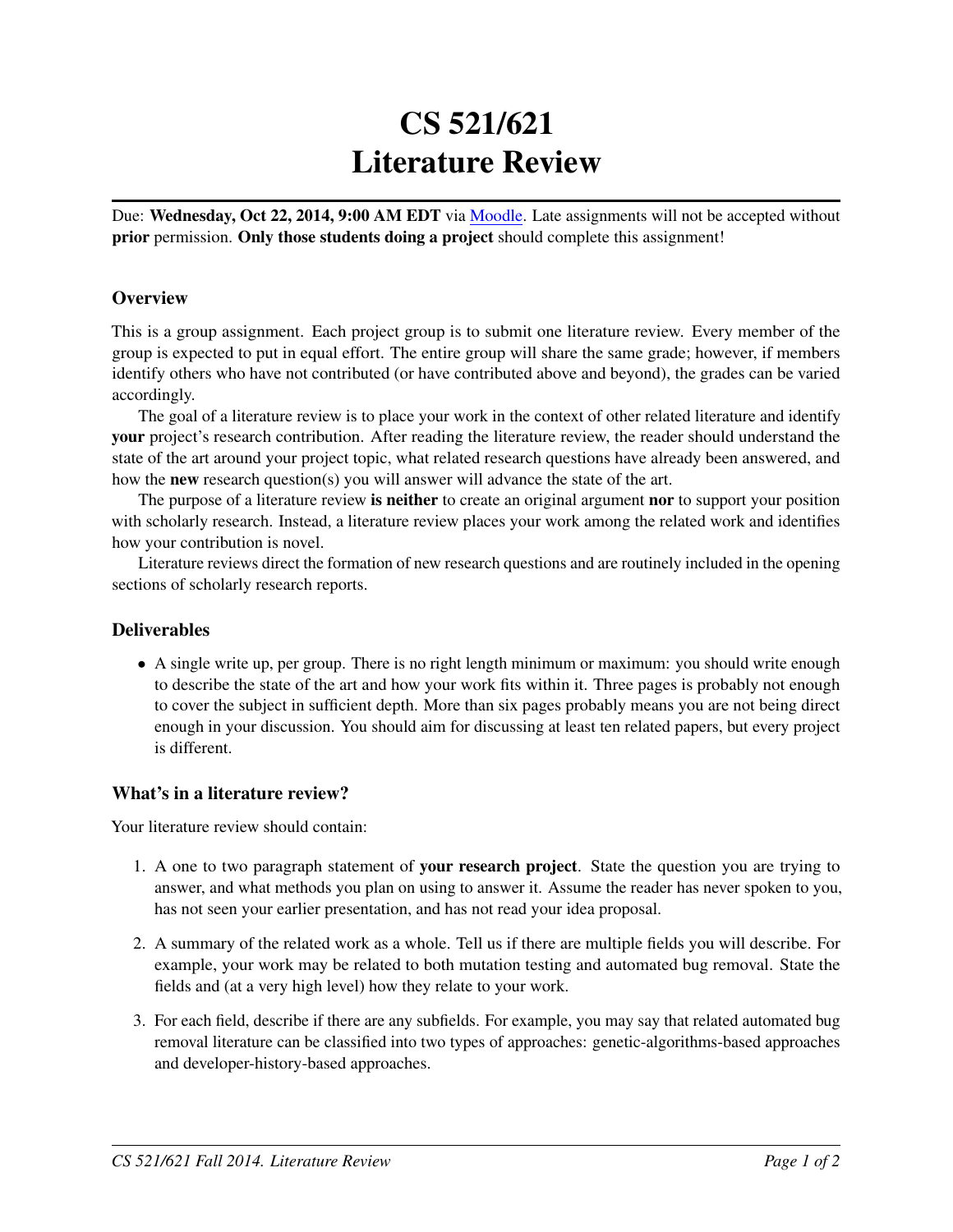# CS 521/621
# Literature Review

Due: **Wednesday, Oct 22, 2014, 9:00 AM EDT** via Moodle. Late assignments will not be accepted without **prior** permission. **Only those students doing a project** should complete this assignment!

## Overview

This is a group assignment. Each project group is to submit one literature review. Every member of the group is expected to put in equal effort. The entire group will share the same grade; however, if members identify others who have not contributed (or have contributed above and beyond), the grades can be varied accordingly.

The goal of a literature review is to place your work in the context of other related literature and identify **your** project's research contribution. After reading the literature review, the reader should understand the state of the art around your project topic, what related research questions have already been answered, and how the **new** research question(s) you will answer will advance the state of the art.

The purpose of a literature review **is neither** to create an original argument **nor** to support your position with scholarly research. Instead, a literature review places your work among the related work and identifies how your contribution is novel.

Literature reviews direct the formation of new research questions and are routinely included in the opening sections of scholarly research reports.

## Deliverables

- A single write up, per group. There is no right length minimum or maximum: you should write enough to describe the state of the art and how your work fits within it. Three pages is probably not enough to cover the subject in sufficient depth. More than six pages probably means you are not being direct enough in your discussion. You should aim for discussing at least ten related papers, but every project is different.

## What's in a literature review?

Your literature review should contain:

1. A one to two paragraph statement of **your research project**. State the question you are trying to answer, and what methods you plan on using to answer it. Assume the reader has never spoken to you, has not seen your earlier presentation, and has not read your idea proposal.
2. A summary of the related work as a whole. Tell us if there are multiple fields you will describe. For example, your work may be related to both mutation testing and automated bug removal. State the fields and (at a very high level) how they relate to your work.
3. For each field, describe if there are any subfields. For example, you may say that related automated bug removal literature can be classified into two types of approaches: genetic-algorithms-based approaches and developer-history-based approaches.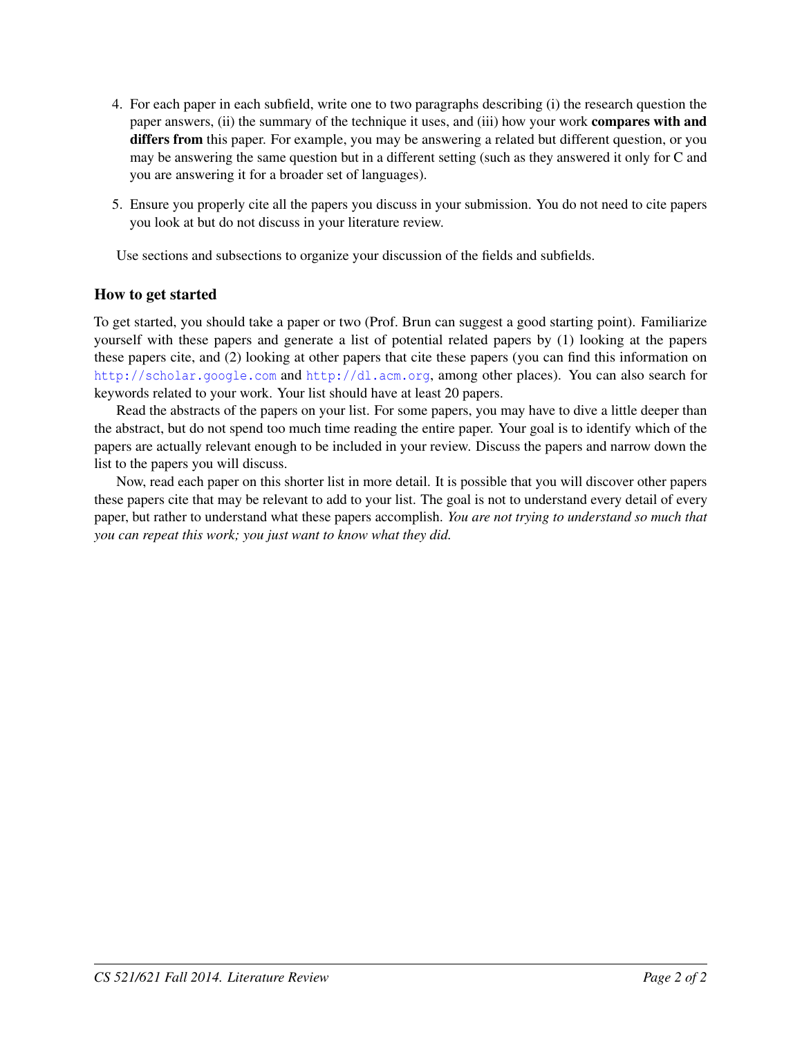4. For each paper in each subfield, write one to two paragraphs describing (i) the research question the paper answers, (ii) the summary of the technique it uses, and (iii) how your work **compares with and differs from** this paper. For example, you may be answering a related but different question, or you may be answering the same question but in a different setting (such as they answered it only for C and you are answering it for a broader set of languages).

5. Ensure you properly cite all the papers you discuss in your submission. You do not need to cite papers you look at but do not discuss in your literature review.

Use sections and subsections to organize your discussion of the fields and subfields.

### How to get started

To get started, you should take a paper or two (Prof. Brun can suggest a good starting point). Familiarize yourself with these papers and generate a list of potential related papers by (1) looking at the papers these papers cite, and (2) looking at other papers that cite these papers (you can find this information on http://scholar.google.com and http://dl.acm.org, among other places). You can also search for keywords related to your work. Your list should have at least 20 papers.

Read the abstracts of the papers on your list. For some papers, you may have to dive a little deeper than the abstract, but do not spend too much time reading the entire paper. Your goal is to identify which of the papers are actually relevant enough to be included in your review. Discuss the papers and narrow down the list to the papers you will discuss.

Now, read each paper on this shorter list in more detail. It is possible that you will discover other papers these papers cite that may be relevant to add to your list. The goal is not to understand every detail of every paper, but rather to understand what these papers accomplish. *You are not trying to understand so much that you can repeat this work; you just want to know what they did.*